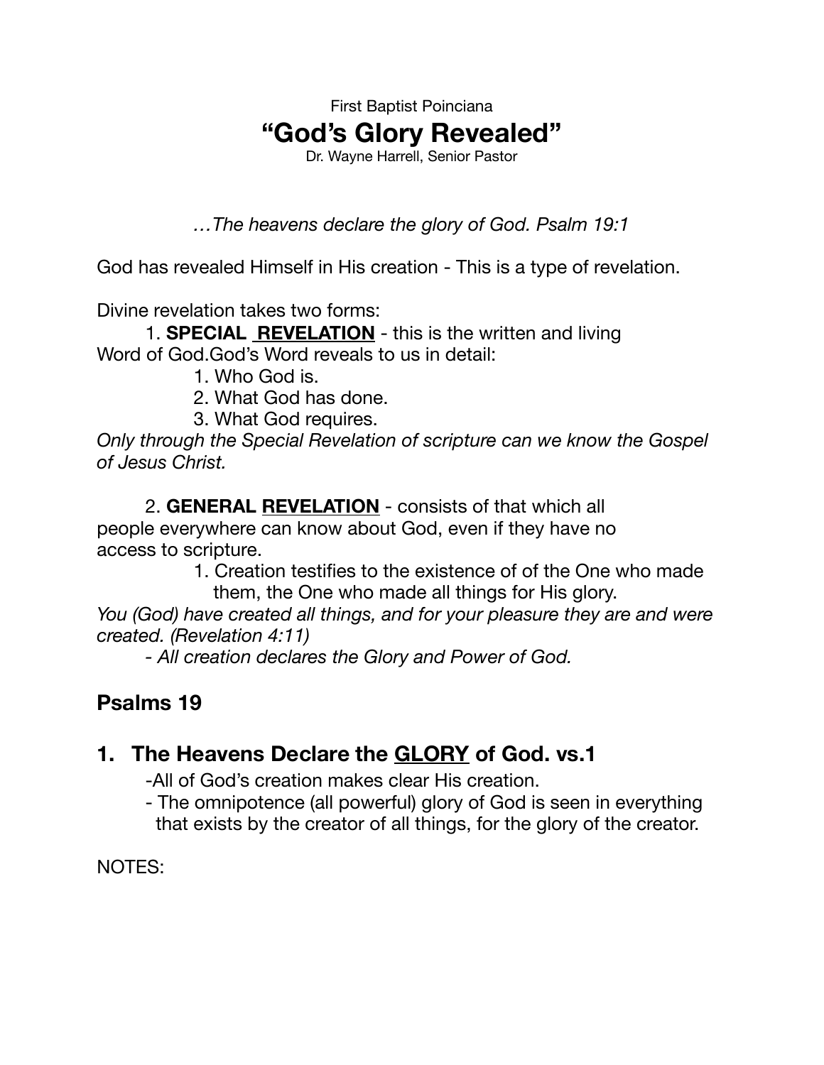First Baptist Poinciana

# "God's Glory Revealed"

Dr. Wayne Harrell, Senior Pastor

*…The heavens declare the glory of God. Psalm 19:1*

God has revealed Himself in His creation - This is a type of revelation.

Divine revelation takes two forms:

1. **SPECIAL <u>REVELATION</u>** - this is the written and living Word of God.God's Word reveals to us in detail:
    1. Who God is.
    2. What God has done.
    3. What God requires.

*Only through the Special Revelation of scripture can we know the Gospel of Jesus Christ.*

2. **GENERAL <u>REVELATION</u>** - consists of that which all people everywhere can know about God, even if they have no access to scripture.
    1. Creation testifies to the existence of of the One who made them, the One who made all things for His glory.

*You (God) have created all things, and for your pleasure they are and were created. (Revelation 4:11)*

*- All creation declares the Glory and Power of God.*

## Psalms 19

## 1. The Heavens Declare the <u>GLORY</u> of God. vs.1

-All of God's creation makes clear His creation.

- The omnipotence (all powerful) glory of God is seen in everything that exists by the creator of all things, for the glory of the creator.

NOTES: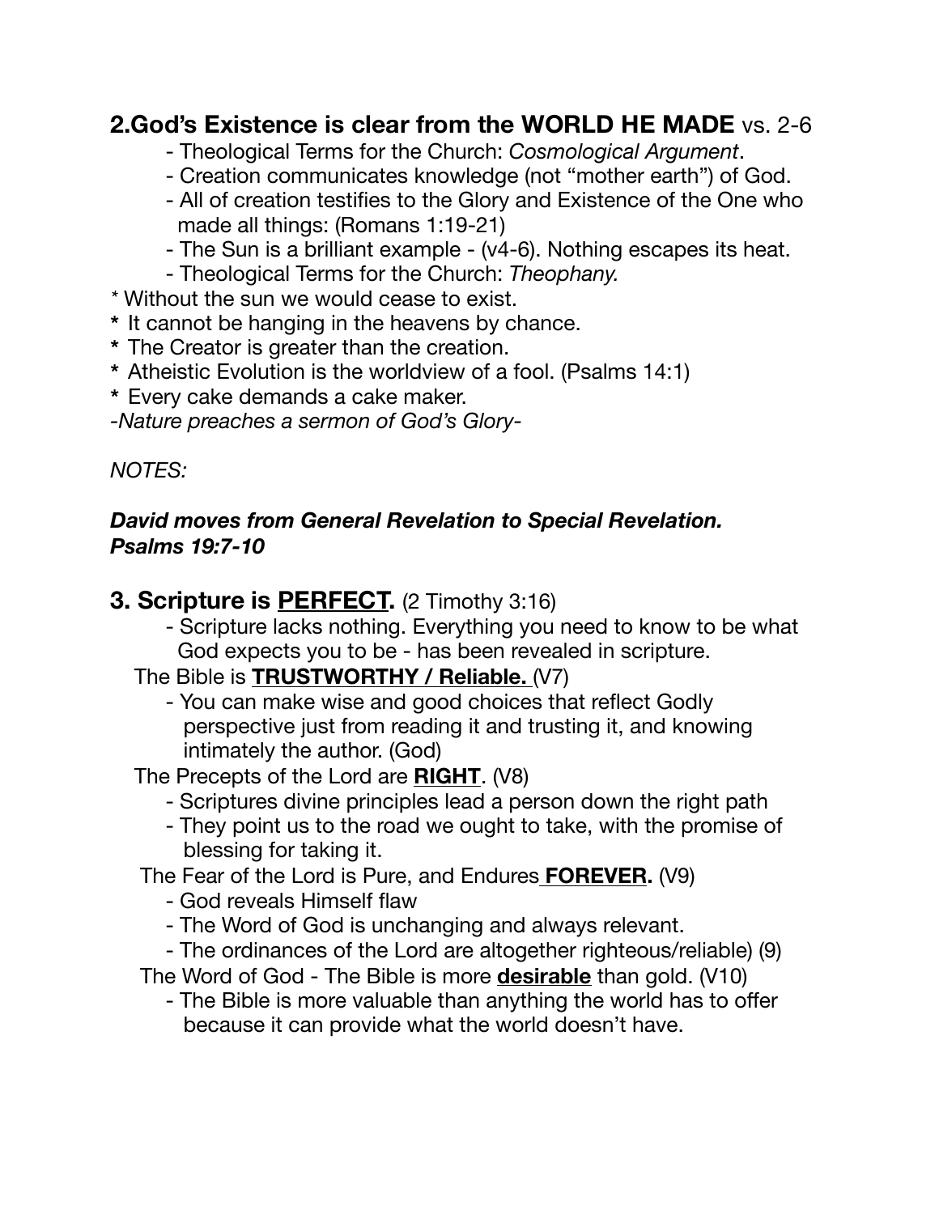## 2.God's Existence is clear from the WORLD HE MADE vs. 2-6

- Theological Terms for the Church: *Cosmological Argument*.
- Creation communicates knowledge (not "mother earth") of God.
- All of creation testifies to the Glory and Existence of the One who made all things: (Romans 1:19-21)
- The Sun is a brilliant example - (v4-6). Nothing escapes its heat.
- Theological Terms for the Church: *Theophany.*

\* Without the sun we would cease to exist.
\* It cannot be hanging in the heavens by chance.
\* The Creator is greater than the creation.
\* Atheistic Evolution is the worldview of a fool. (Psalms 14:1)
\* Every cake demands a cake maker.

*-Nature preaches a sermon of God's Glory-*

*NOTES:*

***David moves from General Revelation to Special Revelation.***
***Psalms 19:7-10***

## 3. Scripture is <u>PERFECT.</u> (2 Timothy 3:16)

- Scripture lacks nothing. Everything you need to know to be what God expects you to be - has been revealed in scripture.

The Bible is **<u>TRUSTWORTHY / Reliable.</u>** (V7)

- You can make wise and good choices that reflect Godly perspective just from reading it and trusting it, and knowing intimately the author. (God)

The Precepts of the Lord are **<u>RIGHT</u>**. (V8)

- Scriptures divine principles lead a person down the right path
- They point us to the road we ought to take, with the promise of blessing for taking it.

The Fear of the Lord is Pure, and Endures **<u>FOREVER.</u>** (V9)

- God reveals Himself flaw
- The Word of God is unchanging and always relevant.
- The ordinances of the Lord are altogether righteous/reliable) (9)

The Word of God - The Bible is more **<u>desirable</u>** than gold. (V10)

- The Bible is more valuable than anything the world has to offer because it can provide what the world doesn't have.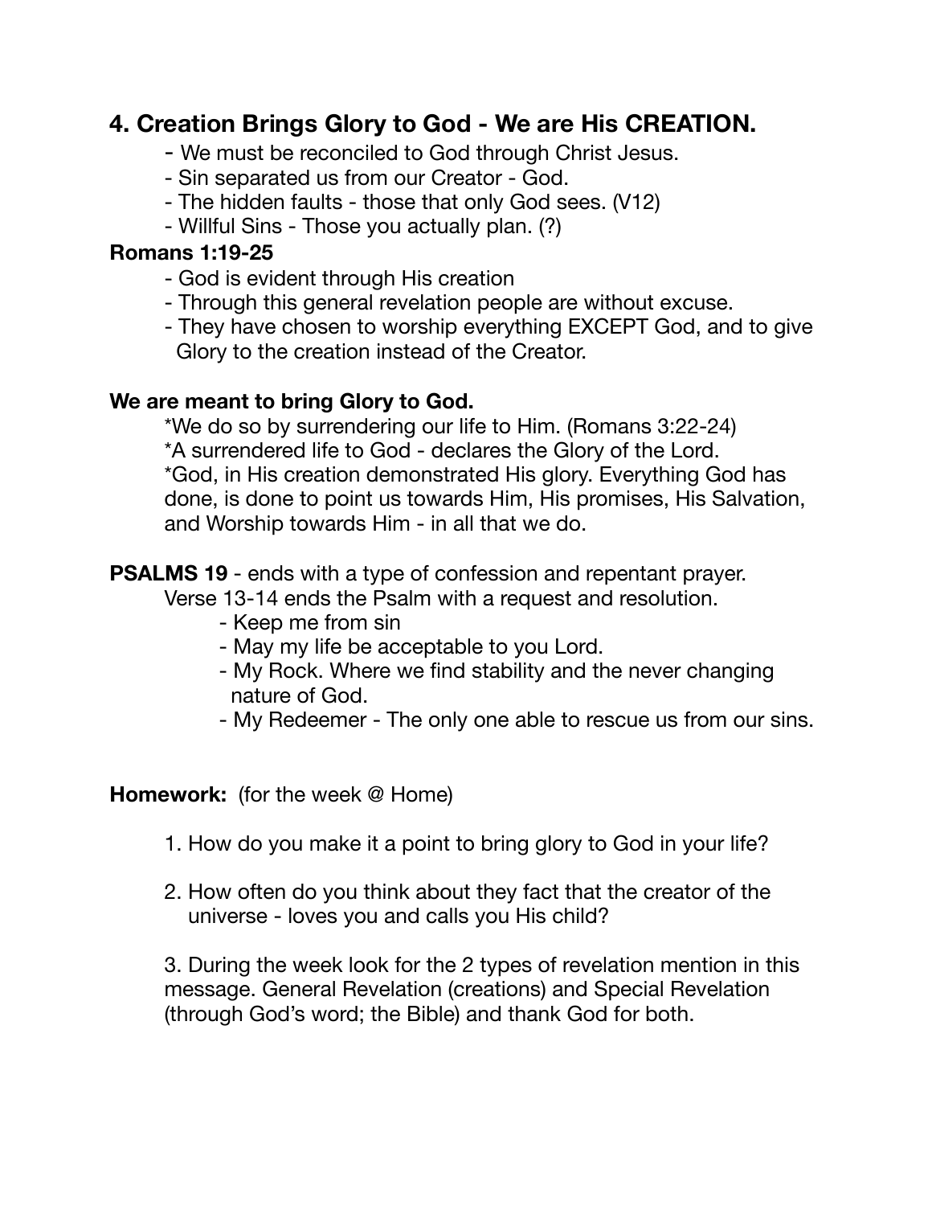## 4. Creation Brings Glory to God - We are His CREATION.

- We must be reconciled to God through Christ Jesus.
- Sin separated us from our Creator - God.
- The hidden faults - those that only God sees. (V12)
- Willful Sins - Those you actually plan. (?)

**Romans 1:19-25**

- God is evident through His creation
- Through this general revelation people are without excuse.
- They have chosen to worship everything EXCEPT God, and to give Glory to the creation instead of the Creator.

**We are meant to bring Glory to God.**

*We do so by surrendering our life to Him. (Romans 3:22-24)
*A surrendered life to God - declares the Glory of the Lord.
*God, in His creation demonstrated His glory. Everything God has done, is done to point us towards Him, His promises, His Salvation, and Worship towards Him - in all that we do.

**PSALMS 19** - ends with a type of confession and repentant prayer.
Verse 13-14 ends the Psalm with a request and resolution.

- Keep me from sin
- May my life be acceptable to you Lord.
- My Rock. Where we find stability and the never changing nature of God.
- My Redeemer - The only one able to rescue us from our sins.

**Homework:** (for the week @ Home)

1. How do you make it a point to bring glory to God in your life?

2. How often do you think about they fact that the creator of the universe - loves you and calls you His child?

3. During the week look for the 2 types of revelation mention in this message. General Revelation (creations) and Special Revelation (through God's word; the Bible) and thank God for both.